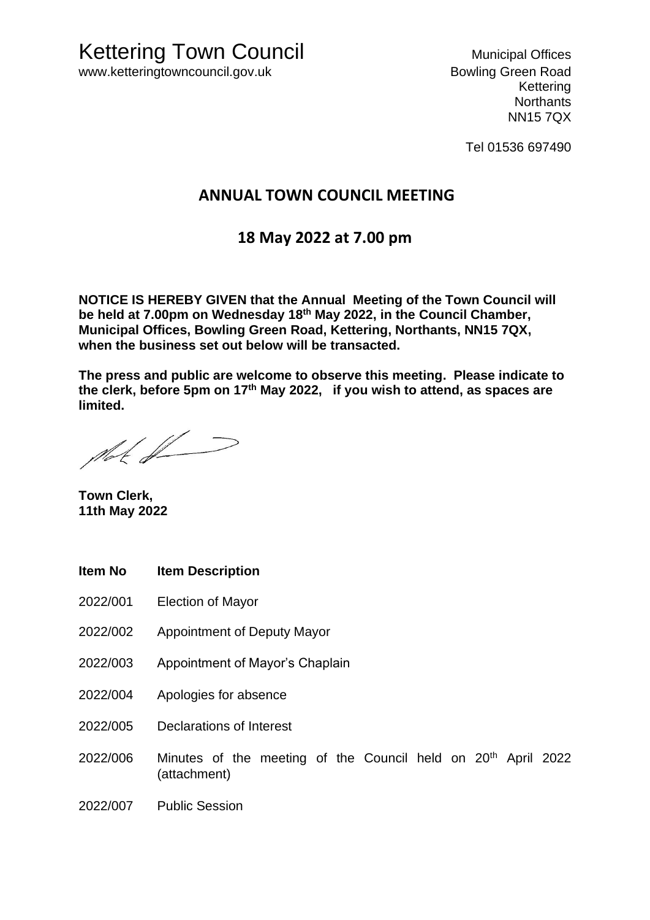# Kettering Town Council

www.ketteringtowncouncil.gov.uk

Municipal Offices
Bowling Green Road
Kettering
Northants
NN15 7QX

Tel 01536 697490

## ANNUAL TOWN COUNCIL MEETING

## 18 May 2022 at 7.00 pm

**NOTICE IS HEREBY GIVEN that the Annual Meeting of the Town Council will be held at 7.00pm on Wednesday 18th May 2022, in the Council Chamber, Municipal Offices, Bowling Green Road, Kettering, Northants, NN15 7QX, when the business set out below will be transacted.**

**The press and public are welcome to observe this meeting. Please indicate to the clerk, before 5pm on 17th May 2022, if you wish to attend, as spaces are limited.**

**Town Clerk,**
**11th May 2022**

| **Item No** | **Item Description** |
|---|---|
| 2022/001 | Election of Mayor |
| 2022/002 | Appointment of Deputy Mayor |
| 2022/003 | Appointment of Mayor's Chaplain |
| 2022/004 | Apologies for absence |
| 2022/005 | Declarations of Interest |
| 2022/006 | Minutes of the meeting of the Council held on 20th April 2022 (attachment) |
| 2022/007 | Public Session |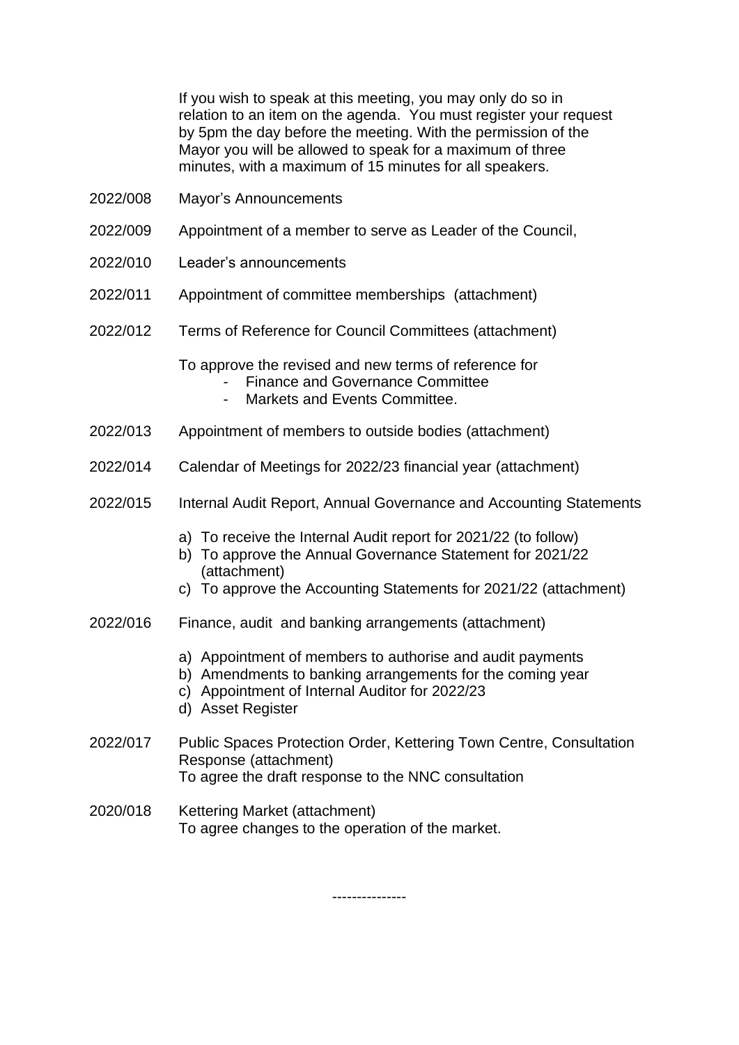If you wish to speak at this meeting, you may only do so in relation to an item on the agenda. You must register your request by 5pm the day before the meeting. With the permission of the Mayor you will be allowed to speak for a maximum of three minutes, with a maximum of 15 minutes for all speakers.

2022/008 Mayor's Announcements

2022/009 Appointment of a member to serve as Leader of the Council,

2022/010 Leader's announcements

2022/011 Appointment of committee memberships (attachment)

2022/012 Terms of Reference for Council Committees (attachment)

To approve the revised and new terms of reference for
- Finance and Governance Committee
- Markets and Events Committee.

2022/013 Appointment of members to outside bodies (attachment)

2022/014 Calendar of Meetings for 2022/23 financial year (attachment)

2022/015 Internal Audit Report, Annual Governance and Accounting Statements

a) To receive the Internal Audit report for 2021/22 (to follow)
b) To approve the Annual Governance Statement for 2021/22 (attachment)
c) To approve the Accounting Statements for 2021/22 (attachment)

2022/016 Finance, audit and banking arrangements (attachment)

a) Appointment of members to authorise and audit payments
b) Amendments to banking arrangements for the coming year
c) Appointment of Internal Auditor for 2022/23
d) Asset Register

2022/017 Public Spaces Protection Order, Kettering Town Centre, Consultation Response (attachment)
To agree the draft response to the NNC consultation

2020/018 Kettering Market (attachment)
To agree changes to the operation of the market.

---------------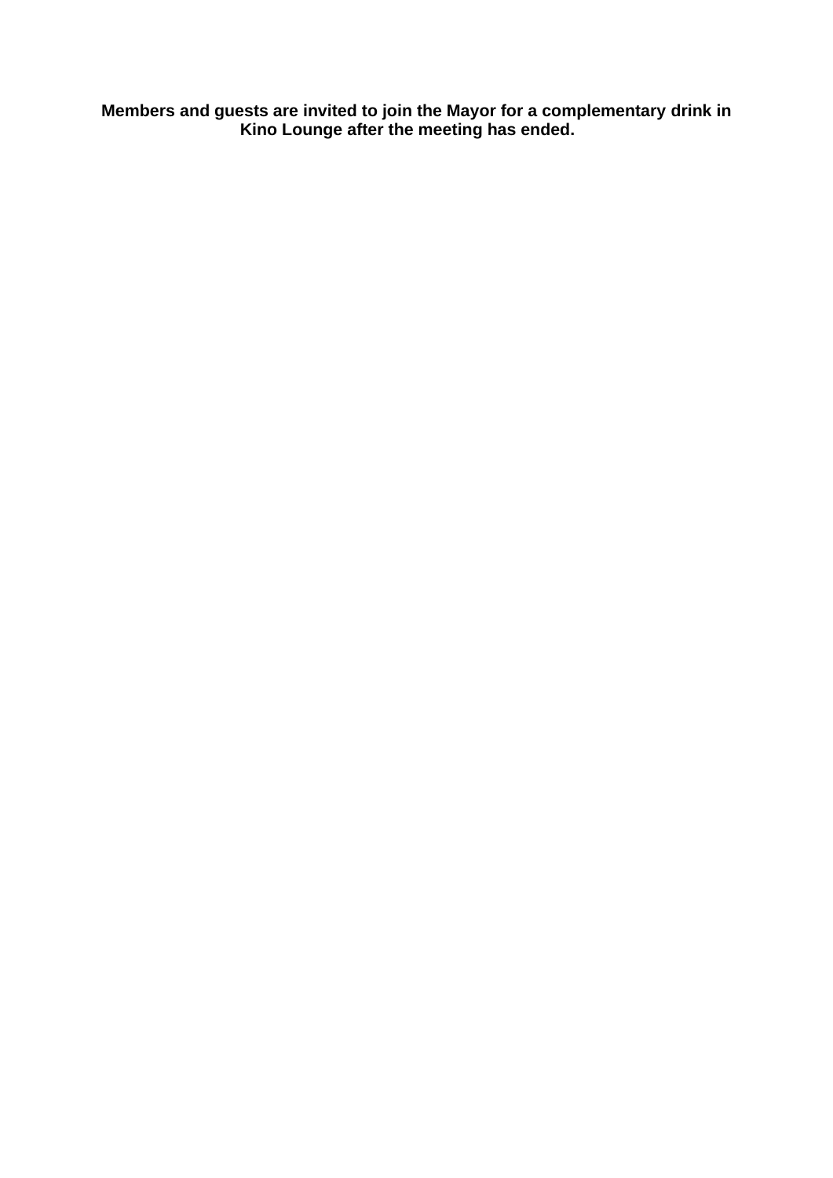**Members and guests are invited to join the Mayor for a complementary drink in Kino Lounge after the meeting has ended.**